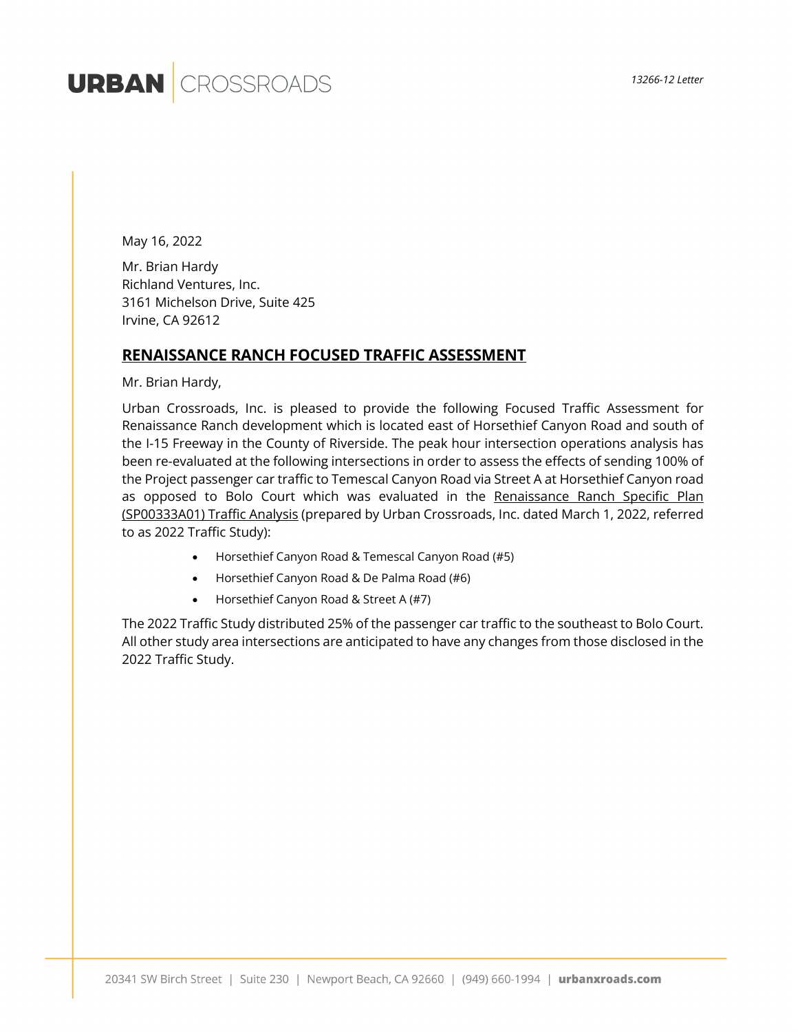URBAN | CROSSROADS

*13266-12 Letter*

May 16, 2022

Mr. Brian Hardy
Richland Ventures, Inc.
3161 Michelson Drive, Suite 425
Irvine, CA 92612

## RENAISSANCE RANCH FOCUSED TRAFFIC ASSESSMENT

Mr. Brian Hardy,

Urban Crossroads, Inc. is pleased to provide the following Focused Traffic Assessment for Renaissance Ranch development which is located east of Horsethief Canyon Road and south of the I-15 Freeway in the County of Riverside. The peak hour intersection operations analysis has been re-evaluated at the following intersections in order to assess the effects of sending 100% of the Project passenger car traffic to Temescal Canyon Road via Street A at Horsethief Canyon road as opposed to Bolo Court which was evaluated in the Renaissance Ranch Specific Plan (SP00333A01) Traffic Analysis (prepared by Urban Crossroads, Inc. dated March 1, 2022, referred to as 2022 Traffic Study):

- Horsethief Canyon Road & Temescal Canyon Road (#5)
- Horsethief Canyon Road & De Palma Road (#6)
- Horsethief Canyon Road & Street A (#7)

The 2022 Traffic Study distributed 25% of the passenger car traffic to the southeast to Bolo Court. All other study area intersections are anticipated to have any changes from those disclosed in the 2022 Traffic Study.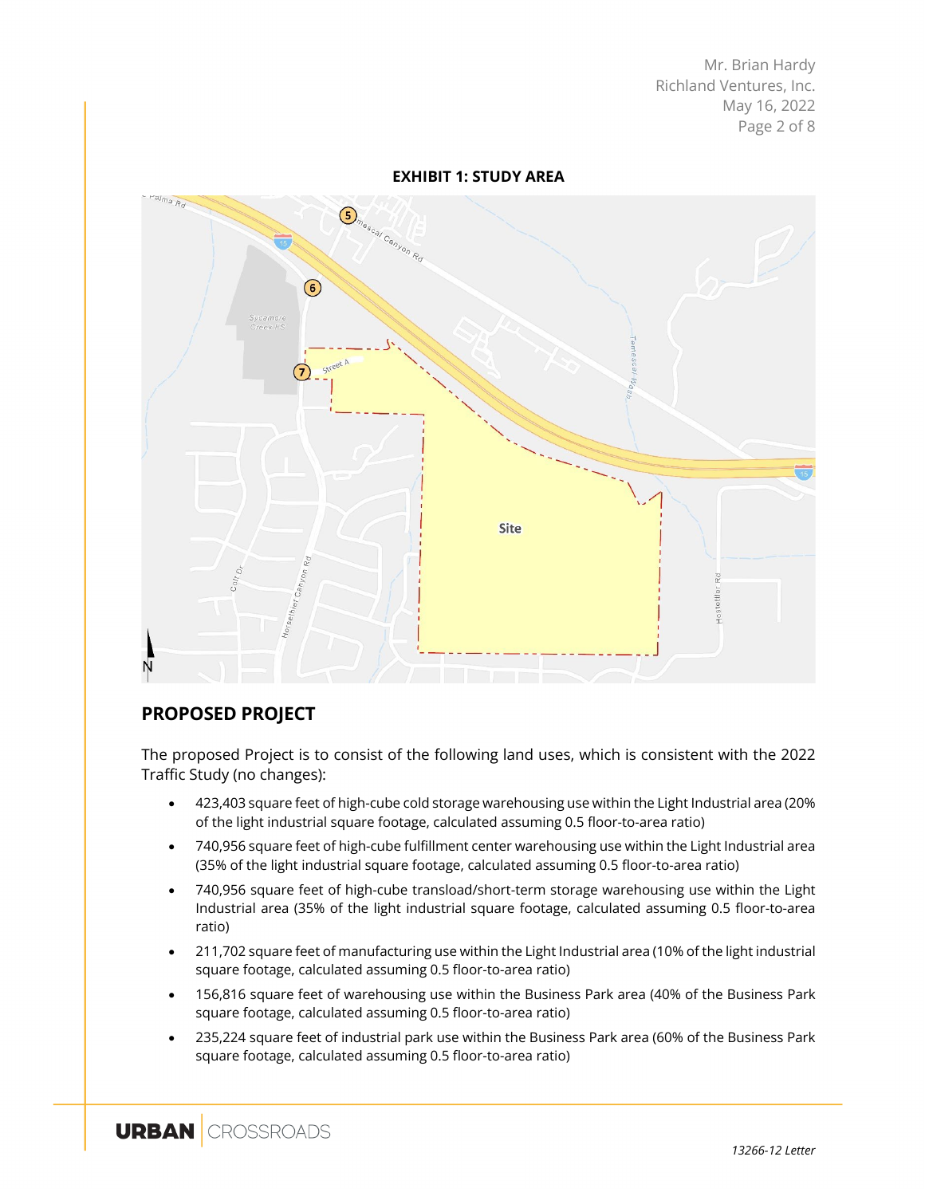**EXHIBIT 1: STUDY AREA**

## PROPOSED PROJECT

The proposed Project is to consist of the following land uses, which is consistent with the 2022 Traffic Study (no changes):

- 423,403 square feet of high-cube cold storage warehousing use within the Light Industrial area (20% of the light industrial square footage, calculated assuming 0.5 floor-to-area ratio)
- 740,956 square feet of high-cube fulfillment center warehousing use within the Light Industrial area (35% of the light industrial square footage, calculated assuming 0.5 floor-to-area ratio)
- 740,956 square feet of high-cube transload/short-term storage warehousing use within the Light Industrial area (35% of the light industrial square footage, calculated assuming 0.5 floor-to-area ratio)
- 211,702 square feet of manufacturing use within the Light Industrial area (10% of the light industrial square footage, calculated assuming 0.5 floor-to-area ratio)
- 156,816 square feet of warehousing use within the Business Park area (40% of the Business Park square footage, calculated assuming 0.5 floor-to-area ratio)
- 235,224 square feet of industrial park use within the Business Park area (60% of the Business Park square footage, calculated assuming 0.5 floor-to-area ratio)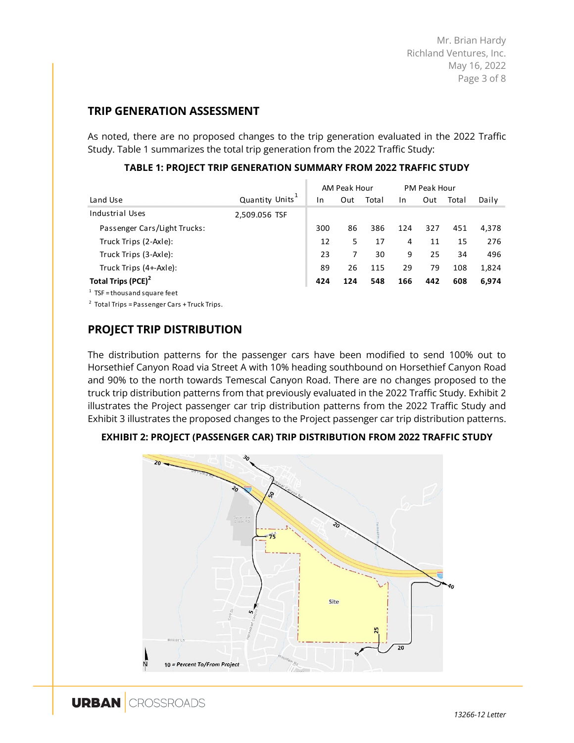## TRIP GENERATION ASSESSMENT

As noted, there are no proposed changes to the trip generation evaluated in the 2022 Traffic Study. Table 1 summarizes the total trip generation from the 2022 Traffic Study:

**TABLE 1: PROJECT TRIP GENERATION SUMMARY FROM 2022 TRAFFIC STUDY**

| Land Use | Quantity Units[1] | AM Peak Hour | | | PM Peak Hour | | | |
|---|---|---|---|---|---|---|---|---|
| | | In | Out | Total | In | Out | Total | Daily |
| Industrial Uses | 2,509.056 TSF | | | | | | | |
| Passenger Cars/Light Trucks: | | 300 | 86 | 386 | 124 | 327 | 451 | 4,378 |
| Truck Trips (2-Axle): | | 12 | 5 | 17 | 4 | 11 | 15 | 276 |
| Truck Trips (3-Axle): | | 23 | 7 | 30 | 9 | 25 | 34 | 496 |
| Truck Trips (4+-Axle): | | 89 | 26 | 115 | 29 | 79 | 108 | 1,824 |
| **Total Trips (PCE)[2]** | | **424** | **124** | **548** | **166** | **442** | **608** | **6,974** |

[1] TSF = thousand square feet

[2] Total Trips = Passenger Cars + Truck Trips.

## PROJECT TRIP DISTRIBUTION

The distribution patterns for the passenger cars have been modified to send 100% out to Horsethief Canyon Road via Street A with 10% heading southbound on Horsethief Canyon Road and 90% to the north towards Temescal Canyon Road. There are no changes proposed to the truck trip distribution patterns from that previously evaluated in the 2022 Traffic Study. Exhibit 2 illustrates the Project passenger car trip distribution patterns from the 2022 Traffic Study and Exhibit 3 illustrates the proposed changes to the Project passenger car trip distribution patterns.

**EXHIBIT 2: PROJECT (PASSENGER CAR) TRIP DISTRIBUTION FROM 2022 TRAFFIC STUDY**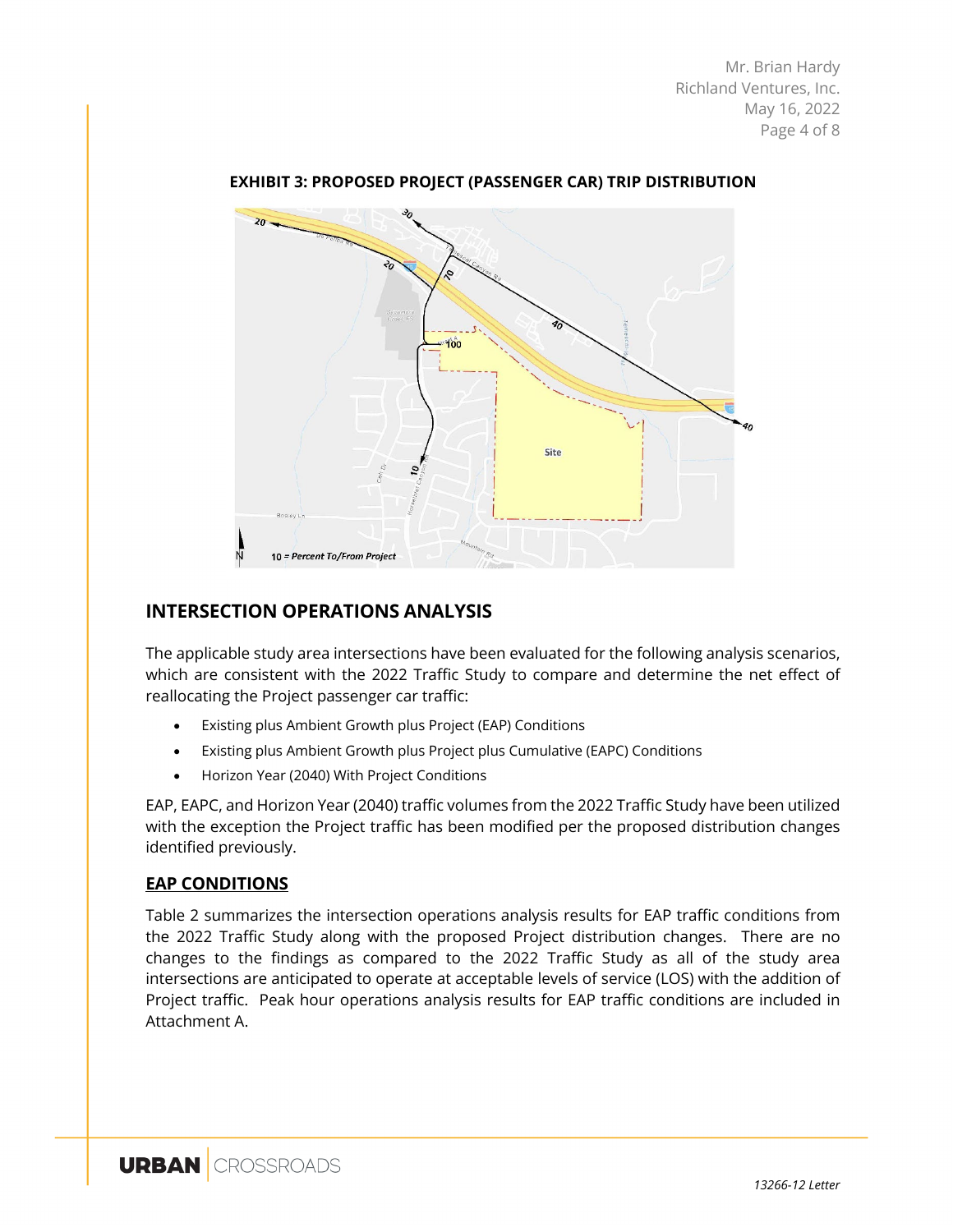**EXHIBIT 3: PROPOSED PROJECT (PASSENGER CAR) TRIP DISTRIBUTION**

## INTERSECTION OPERATIONS ANALYSIS

The applicable study area intersections have been evaluated for the following analysis scenarios, which are consistent with the 2022 Traffic Study to compare and determine the net effect of reallocating the Project passenger car traffic:

- Existing plus Ambient Growth plus Project (EAP) Conditions
- Existing plus Ambient Growth plus Project plus Cumulative (EAPC) Conditions
- Horizon Year (2040) With Project Conditions

EAP, EAPC, and Horizon Year (2040) traffic volumes from the 2022 Traffic Study have been utilized with the exception the Project traffic has been modified per the proposed distribution changes identified previously.

### EAP CONDITIONS

Table 2 summarizes the intersection operations analysis results for EAP traffic conditions from the 2022 Traffic Study along with the proposed Project distribution changes. There are no changes to the findings as compared to the 2022 Traffic Study as all of the study area intersections are anticipated to operate at acceptable levels of service (LOS) with the addition of Project traffic. Peak hour operations analysis results for EAP traffic conditions are included in Attachment A.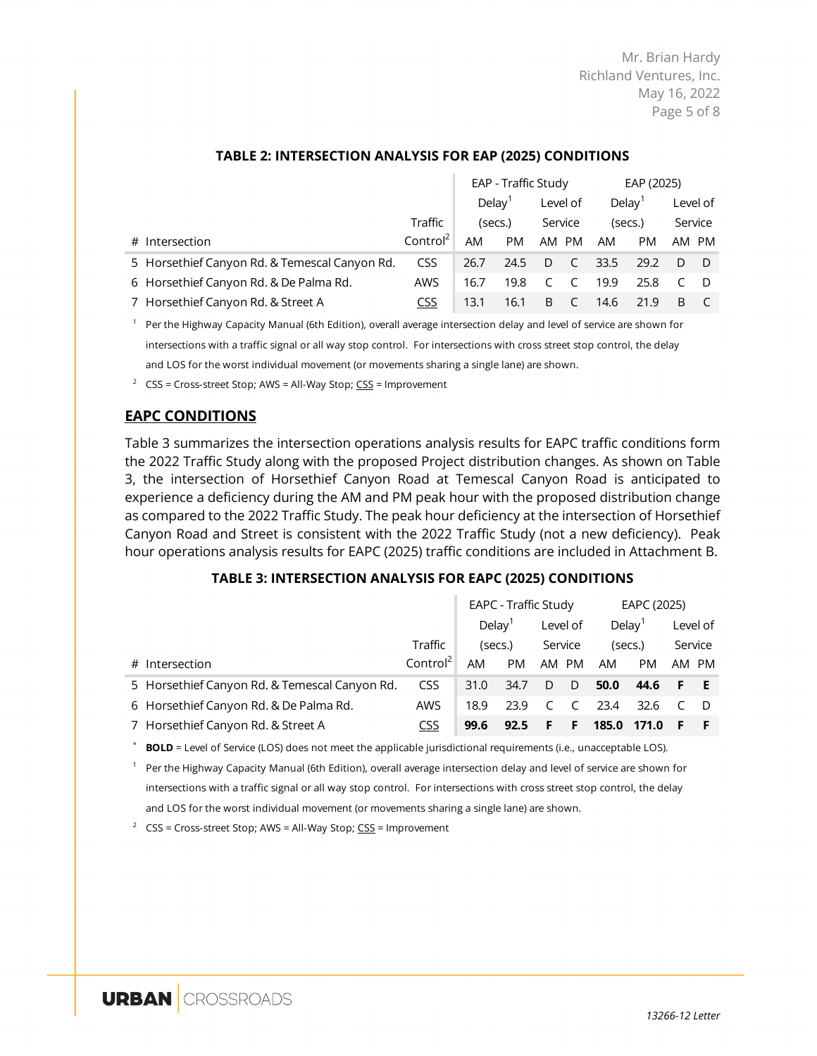**TABLE 2: INTERSECTION ANALYSIS FOR EAP (2025) CONDITIONS**

| # | Intersection | Traffic Control[2] | EAP - Traffic Study Delay[1] (secs.) | | Level of Service | | EAP (2025) Delay[1] (secs.) | | Level of Service | |
|---|---|---|---|---|---|---|---|---|---|---|
| | | | AM | PM | AM | PM | AM | PM | AM | PM |
| 5 | Horsethief Canyon Rd. & Temescal Canyon Rd. | CSS | 26.7 | 24.5 | D | C | 33.5 | 29.2 | D | D |
| 6 | Horsethief Canyon Rd. & De Palma Rd. | AWS | 16.7 | 19.8 | C | C | 19.9 | 25.8 | C | D |
| 7 | Horsethief Canyon Rd. & Street A | <u>CSS</u> | 13.1 | 16.1 | B | C | 14.6 | 21.9 | B | C |

[1] Per the Highway Capacity Manual (6th Edition), overall average intersection delay and level of service are shown for intersections with a traffic signal or all way stop control. For intersections with cross street stop control, the delay and LOS for the worst individual movement (or movements sharing a single lane) are shown.

[2] CSS = Cross-street Stop; AWS = All-Way Stop; <u>CSS</u> = Improvement

## EAPC CONDITIONS

Table 3 summarizes the intersection operations analysis results for EAPC traffic conditions form the 2022 Traffic Study along with the proposed Project distribution changes. As shown on Table 3, the intersection of Horsethief Canyon Road at Temescal Canyon Road is anticipated to experience a deficiency during the AM and PM peak hour with the proposed distribution change as compared to the 2022 Traffic Study. The peak hour deficiency at the intersection of Horsethief Canyon Road and Street is consistent with the 2022 Traffic Study (not a new deficiency). Peak hour operations analysis results for EAPC (2025) traffic conditions are included in Attachment B.

**TABLE 3: INTERSECTION ANALYSIS FOR EAPC (2025) CONDITIONS**

| # | Intersection | Traffic Control[2] | EAPC - Traffic Study Delay[1] (secs.) | | Level of Service | | EAPC (2025) Delay[1] (secs.) | | Level of Service | |
|---|---|---|---|---|---|---|---|---|---|---|
| | | | AM | PM | AM | PM | AM | PM | AM | PM |
| 5 | Horsethief Canyon Rd. & Temescal Canyon Rd. | CSS | 31.0 | 34.7 | D | D | **50.0** | **44.6** | **F** | **E** |
| 6 | Horsethief Canyon Rd. & De Palma Rd. | AWS | 18.9 | 23.9 | C | C | 23.4 | 32.6 | C | D |
| 7 | Horsethief Canyon Rd. & Street A | <u>CSS</u> | **99.6** | **92.5** | **F** | **F** | **185.0** | **171.0** | **F** | **F** |

\* **BOLD** = Level of Service (LOS) does not meet the applicable jurisdictional requirements (i.e., unacceptable LOS).

[1] Per the Highway Capacity Manual (6th Edition), overall average intersection delay and level of service are shown for intersections with a traffic signal or all way stop control. For intersections with cross street stop control, the delay and LOS for the worst individual movement (or movements sharing a single lane) are shown.

[2] CSS = Cross-street Stop; AWS = All-Way Stop; <u>CSS</u> = Improvement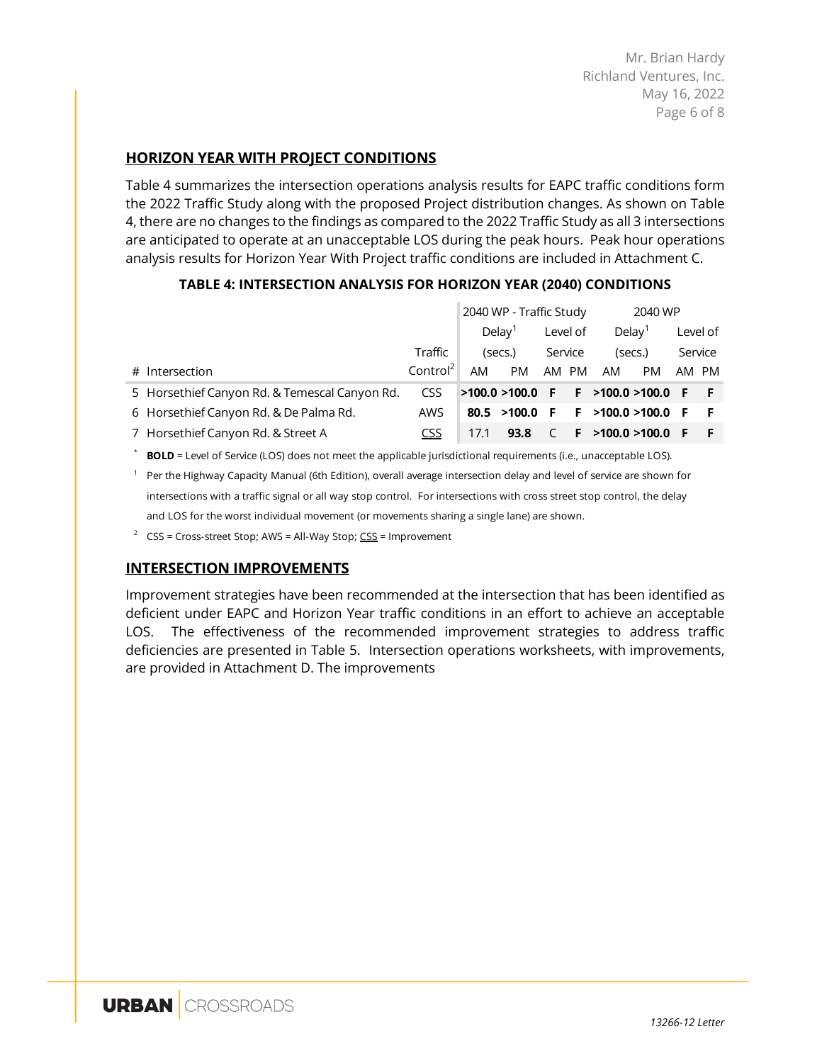## HORIZON YEAR WITH PROJECT CONDITIONS

Table 4 summarizes the intersection operations analysis results for EAPC traffic conditions form the 2022 Traffic Study along with the proposed Project distribution changes. As shown on Table 4, there are no changes to the findings as compared to the 2022 Traffic Study as all 3 intersections are anticipated to operate at an unacceptable LOS during the peak hours. Peak hour operations analysis results for Horizon Year With Project traffic conditions are included in Attachment C.

**TABLE 4: INTERSECTION ANALYSIS FOR HORIZON YEAR (2040) CONDITIONS**

| | | | 2040 WP - Traffic Study | | | | 2040 WP | | | |
|---|---|---|---|---|---|---|---|---|---|---|
| | | | Delay[1] (secs.) | | Level of Service | | Delay[1] (secs.) | | Level of Service | |
| # | Intersection | Traffic Control[2] | AM | PM | AM | PM | AM | PM | AM | PM |
| 5 | Horsethief Canyon Rd. & Temescal Canyon Rd. | CSS | **>100.0** | **>100.0** | **F** | **F** | **>100.0** | **>100.0** | **F** | **F** |
| 6 | Horsethief Canyon Rd. & De Palma Rd. | AWS | **80.5** | **>100.0** | **F** | **F** | **>100.0** | **>100.0** | **F** | **F** |
| 7 | Horsethief Canyon Rd. & Street A | <u>CSS</u> | 17.1 | **93.8** | C | **F** | **>100.0** | **>100.0** | **F** | **F** |

\* **BOLD** = Level of Service (LOS) does not meet the applicable jurisdictional requirements (i.e., unacceptable LOS).

[1] Per the Highway Capacity Manual (6th Edition), overall average intersection delay and level of service are shown for intersections with a traffic signal or all way stop control. For intersections with cross street stop control, the delay and LOS for the worst individual movement (or movements sharing a single lane) are shown.

[2] CSS = Cross-street Stop; AWS = All-Way Stop; <u>CSS</u> = Improvement

## INTERSECTION IMPROVEMENTS

Improvement strategies have been recommended at the intersection that has been identified as deficient under EAPC and Horizon Year traffic conditions in an effort to achieve an acceptable LOS. The effectiveness of the recommended improvement strategies to address traffic deficiencies are presented in Table 5. Intersection operations worksheets, with improvements, are provided in Attachment D. The improvements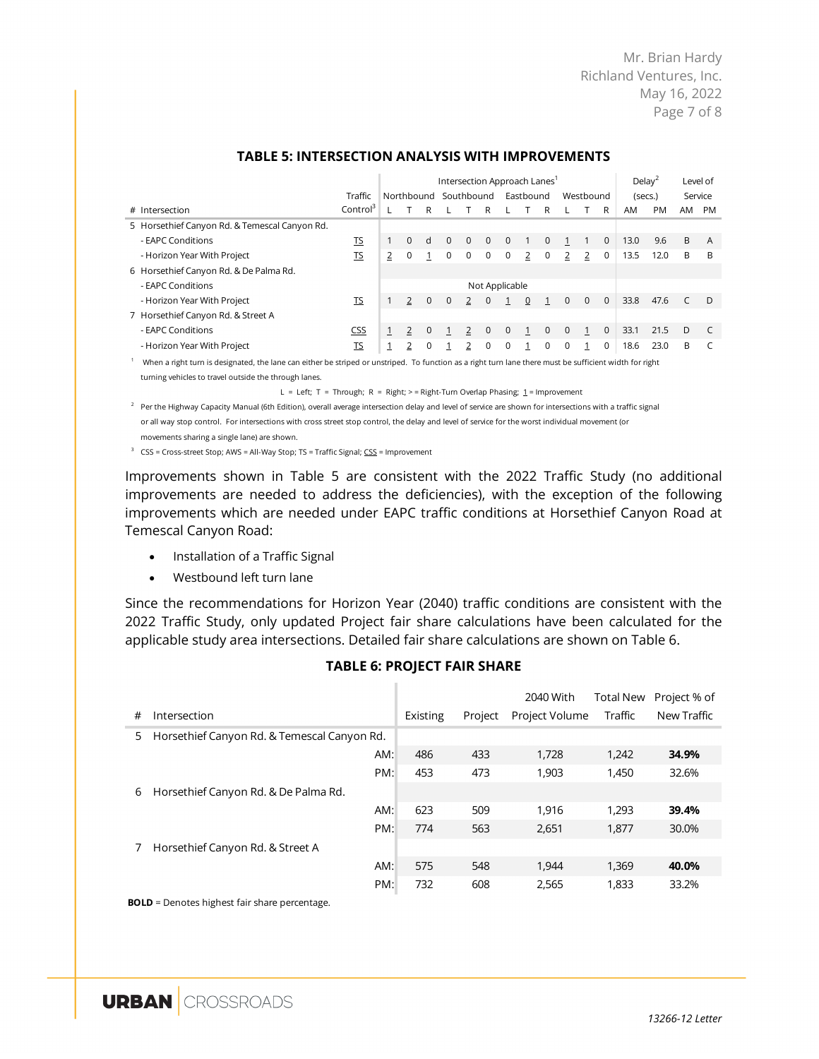### TABLE 5: INTERSECTION ANALYSIS WITH IMPROVEMENTS

| # | Intersection | Traffic Control[3] | Intersection Approach Lanes[1] | | | | | | | | | | | | Delay[2] (secs.) | | Level of Service | |
|---|---|---|---|---|---|---|---|---|---|---|---|---|---|---|---|---|---|---|
| | | | Northbound | | | Southbound | | | Eastbound | | | Westbound | | | | | | |
| | | | L | T | R | L | T | R | L | T | R | L | T | R | AM | PM | AM | PM |
| 5 | Horsethief Canyon Rd. & Temescal Canyon Rd. | | | | | | | | | | | | | | | | | |
| | - EAPC Conditions | TS | 1 | 0 | d | 0 | 0 | 0 | 0 | 1 | 0 | 1 | 1 | 0 | 13.0 | 9.6 | B | A |
| | - Horizon Year With Project | TS | 2 | 0 | 1 | 0 | 0 | 0 | 0 | 2 | 0 | 2 | 2 | 0 | 13.5 | 12.0 | B | B |
| 6 | Horsethief Canyon Rd. & De Palma Rd. | | | | | | | | | | | | | | | | | |
| | - EAPC Conditions | | Not Applicable | | | | | | | | | | | | | | | |
| | - Horizon Year With Project | TS | 1 | 2 | 0 | 0 | 2 | 0 | 1 | 0 | 1 | 0 | 0 | 0 | 33.8 | 47.6 | C | D |
| 7 | Horsethief Canyon Rd. & Street A | | | | | | | | | | | | | | | | | |
| | - EAPC Conditions | CSS | 1 | 2 | 0 | 1 | 2 | 0 | 0 | 1 | 0 | 0 | 1 | 0 | 33.1 | 21.5 | D | C |
| | - Horizon Year With Project | TS | 1 | 2 | 0 | 1 | 2 | 0 | 0 | 1 | 0 | 0 | 1 | 0 | 18.6 | 23.0 | B | C |

[1] When a right turn is designated, the lane can either be striped or unstriped. To function as a right turn lane there must be sufficient width for right turning vehicles to travel outside the through lanes.

L = Left; T = Through; R = Right; > = Right-Turn Overlap Phasing; 1 = Improvement

[2] Per the Highway Capacity Manual (6th Edition), overall average intersection delay and level of service are shown for intersections with a traffic signal or all way stop control. For intersections with cross street stop control, the delay and level of service for the worst individual movement (or movements sharing a single lane) are shown.

[3] CSS = Cross-street Stop; AWS = All-Way Stop; TS = Traffic Signal; CSS = Improvement

Improvements shown in Table 5 are consistent with the 2022 Traffic Study (no additional improvements are needed to address the deficiencies), with the exception of the following improvements which are needed under EAPC traffic conditions at Horsethief Canyon Road at Temescal Canyon Road:

- Installation of a Traffic Signal
- Westbound left turn lane

Since the recommendations for Horizon Year (2040) traffic conditions are consistent with the 2022 Traffic Study, only updated Project fair share calculations have been calculated for the applicable study area intersections. Detailed fair share calculations are shown on Table 6.

### TABLE 6: PROJECT FAIR SHARE

| # | Intersection | | Existing | Project | 2040 With Project Volume | Total New Traffic | Project % of New Traffic |
|---|---|---|---|---|---|---|---|
| 5 | Horsethief Canyon Rd. & Temescal Canyon Rd. | | | | | | |
| | | AM: | 486 | 433 | 1,728 | 1,242 | **34.9%** |
| | | PM: | 453 | 473 | 1,903 | 1,450 | 32.6% |
| 6 | Horsethief Canyon Rd. & De Palma Rd. | | | | | | |
| | | AM: | 623 | 509 | 1,916 | 1,293 | **39.4%** |
| | | PM: | 774 | 563 | 2,651 | 1,877 | 30.0% |
| 7 | Horsethief Canyon Rd. & Street A | | | | | | |
| | | AM: | 575 | 548 | 1,944 | 1,369 | **40.0%** |
| | | PM: | 732 | 608 | 2,565 | 1,833 | 33.2% |

**BOLD** = Denotes highest fair share percentage.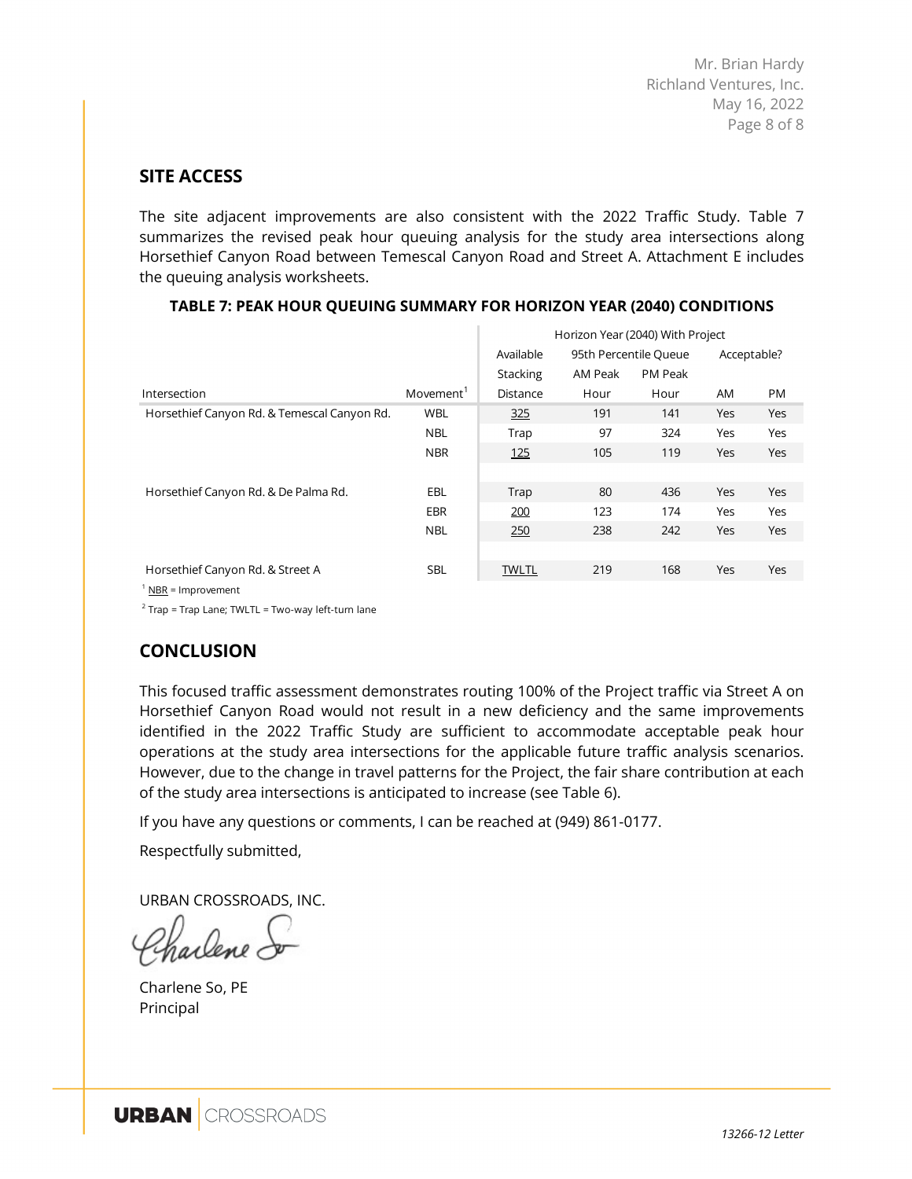## SITE ACCESS

The site adjacent improvements are also consistent with the 2022 Traffic Study. Table 7 summarizes the revised peak hour queuing analysis for the study area intersections along Horsethief Canyon Road between Temescal Canyon Road and Street A. Attachment E includes the queuing analysis worksheets.

**TABLE 7: PEAK HOUR QUEUING SUMMARY FOR HORIZON YEAR (2040) CONDITIONS**

| | | Horizon Year (2040) With Project | | | | |
|---|---|---|---|---|---|---|
| | | Available | 95th Percentile Queue | | Acceptable? | |
| | | Stacking | AM Peak | PM Peak | | |
| Intersection | Movement[1] | Distance | Hour | Hour | AM | PM |
| Horsethief Canyon Rd. & Temescal Canyon Rd. | WBL | 325 | 191 | 141 | Yes | Yes |
| | NBL | Trap | 97 | 324 | Yes | Yes |
| | NBR | 125 | 105 | 119 | Yes | Yes |
| Horsethief Canyon Rd. & De Palma Rd. | EBL | Trap | 80 | 436 | Yes | Yes |
| | EBR | 200 | 123 | 174 | Yes | Yes |
| | NBL | 250 | 238 | 242 | Yes | Yes |
| Horsethief Canyon Rd. & Street A | SBL | TWLTL | 219 | 168 | Yes | Yes |

[1] NBR = Improvement

[2] Trap = Trap Lane; TWLTL = Two-way left-turn lane

## CONCLUSION

This focused traffic assessment demonstrates routing 100% of the Project traffic via Street A on Horsethief Canyon Road would not result in a new deficiency and the same improvements identified in the 2022 Traffic Study are sufficient to accommodate acceptable peak hour operations at the study area intersections for the applicable future traffic analysis scenarios. However, due to the change in travel patterns for the Project, the fair share contribution at each of the study area intersections is anticipated to increase (see Table 6).

If you have any questions or comments, I can be reached at (949) 861-0177.

Respectfully submitted,

URBAN CROSSROADS, INC.

Charlene So, PE
Principal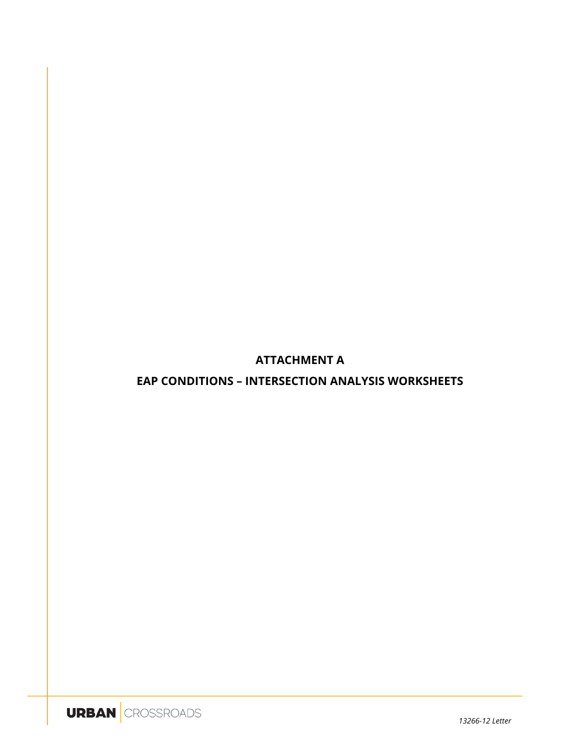# ATTACHMENT A

## EAP CONDITIONS – INTERSECTION ANALYSIS WORKSHEETS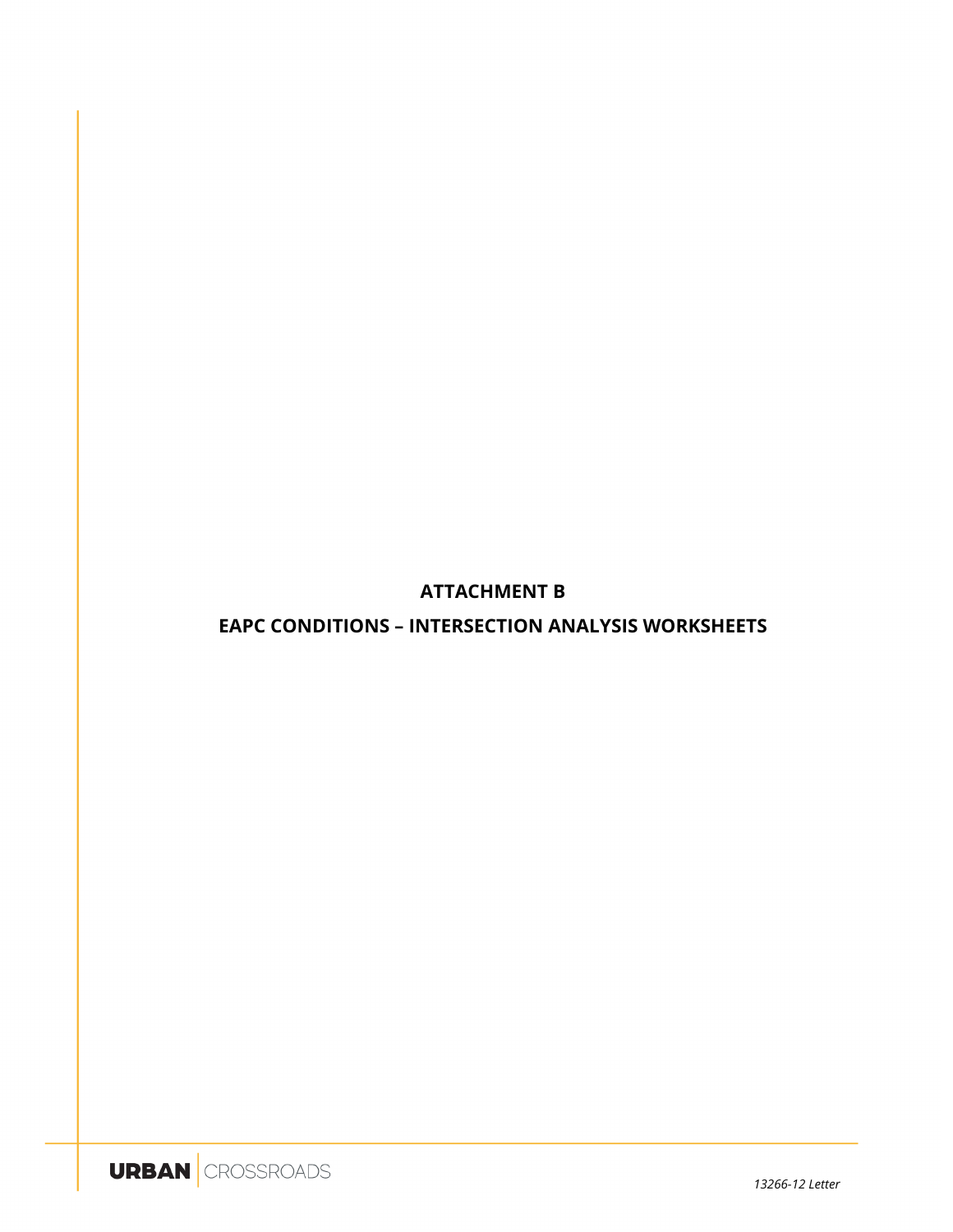# ATTACHMENT B

## EAPC CONDITIONS – INTERSECTION ANALYSIS WORKSHEETS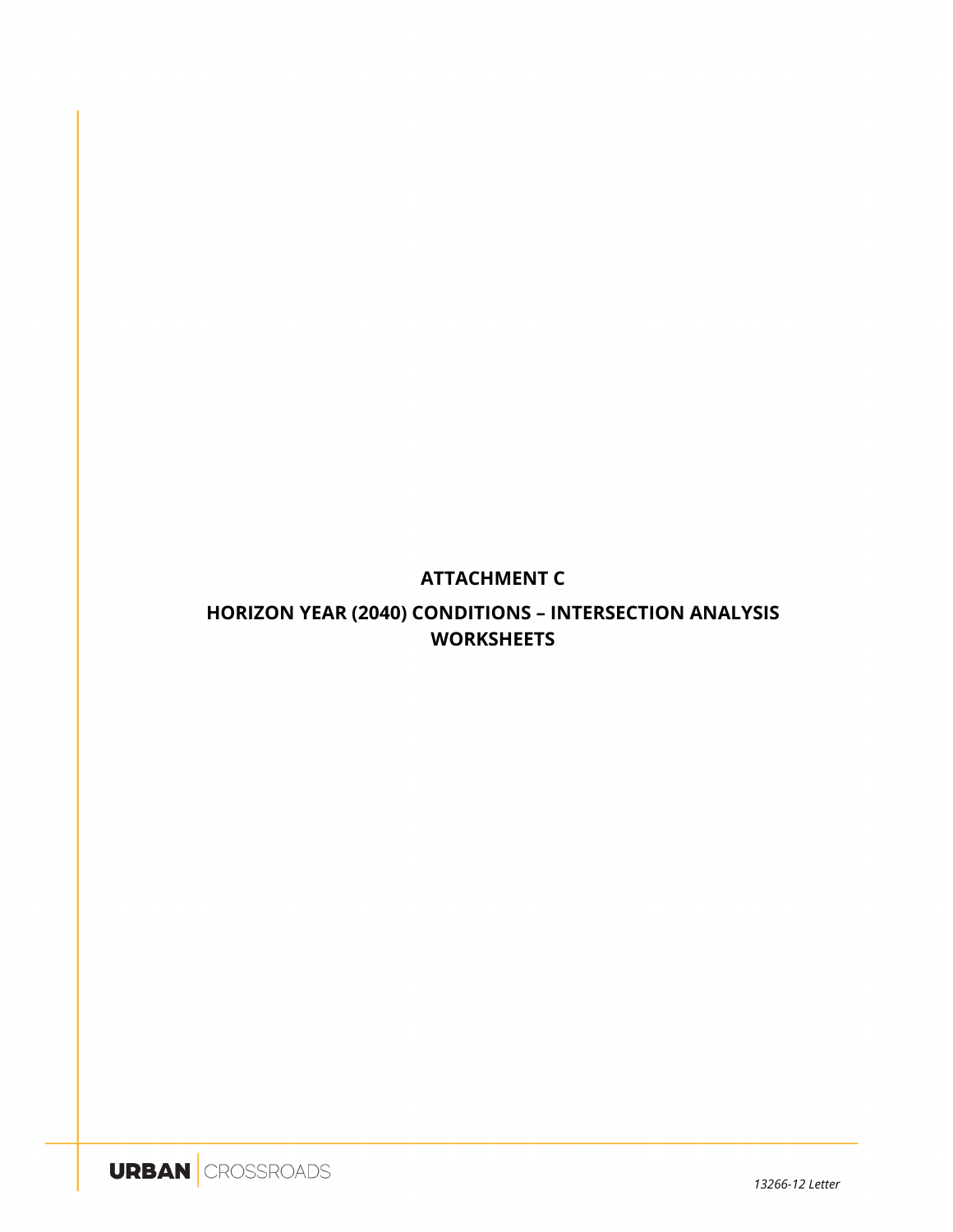# ATTACHMENT C

## HORIZON YEAR (2040) CONDITIONS – INTERSECTION ANALYSIS WORKSHEETS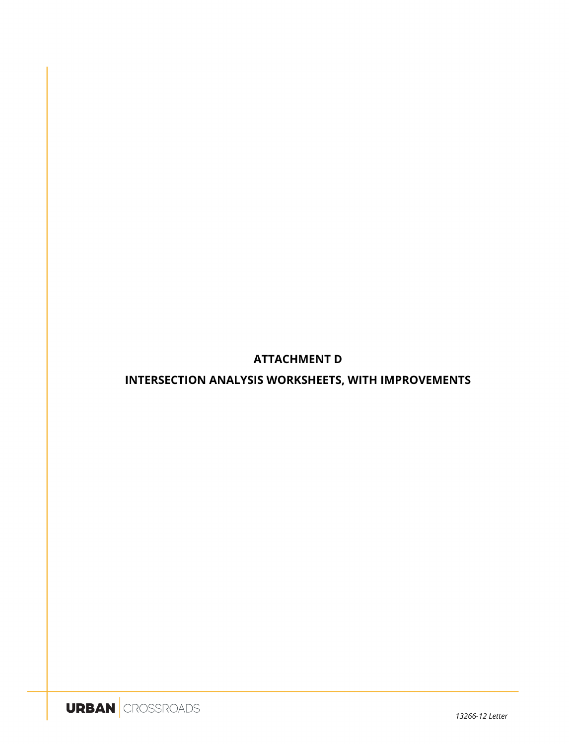# ATTACHMENT D

## INTERSECTION ANALYSIS WORKSHEETS, WITH IMPROVEMENTS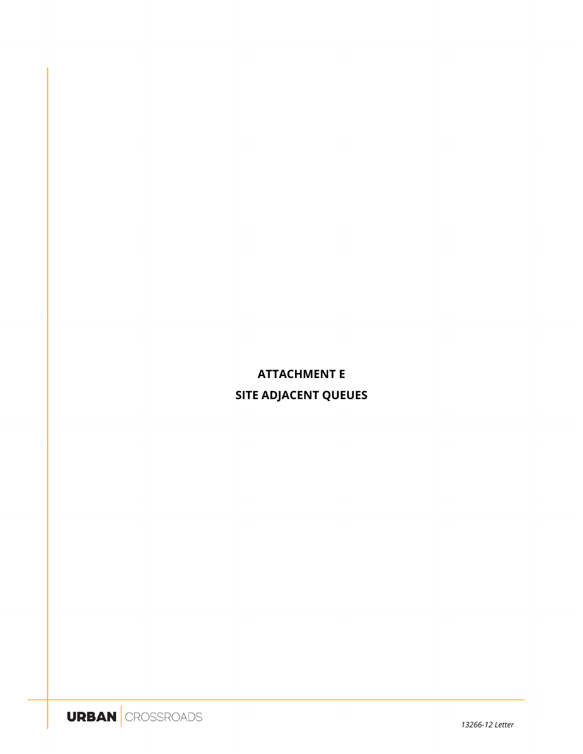# ATTACHMENT E
# SITE ADJACENT QUEUES